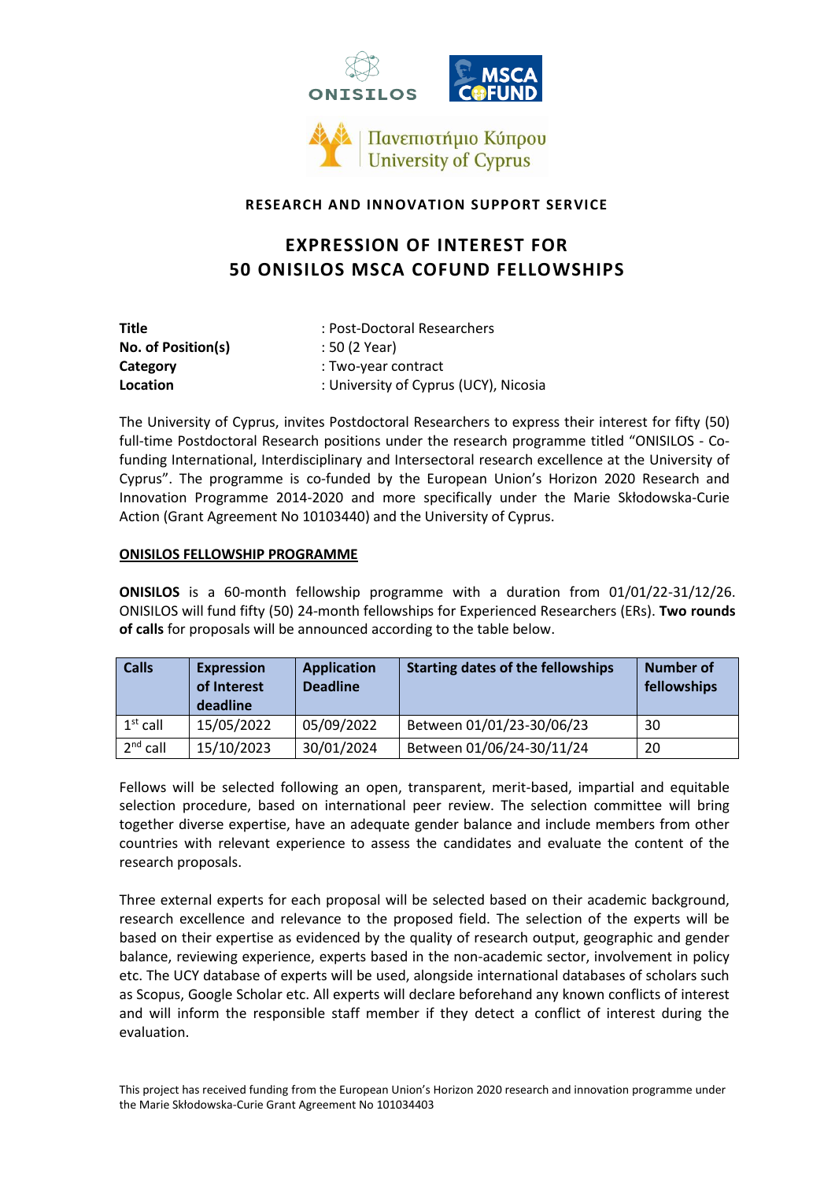**RESEARCH AND INNOVATION SUPPORT SERVICE**

# EXPRESSION OF INTEREST FOR 50 ONISILOS MSCA COFUND FELLOWSHIPS

| | |
|---|---|
| **Title** | : Post-Doctoral Researchers |
| **No. of Position(s)** | : 50 (2 Year) |
| **Category** | : Two-year contract |
| **Location** | : University of Cyprus (UCY), Nicosia |

The University of Cyprus, invites Postdoctoral Researchers to express their interest for fifty (50) full-time Postdoctoral Research positions under the research programme titled "ONISILOS - Co-funding International, Interdisciplinary and Intersectoral research excellence at the University of Cyprus". The programme is co-funded by the European Union's Horizon 2020 Research and Innovation Programme 2014-2020 and more specifically under the Marie Skłodowska-Curie Action (Grant Agreement No 10103440) and the University of Cyprus.

## ONISILOS FELLOWSHIP PROGRAMME

**ONISILOS** is a 60-month fellowship programme with a duration from 01/01/22-31/12/26. ONISILOS will fund fifty (50) 24-month fellowships for Experienced Researchers (ERs). **Two rounds of calls** for proposals will be announced according to the table below.

| Calls | Expression of Interest deadline | Application Deadline | Starting dates of the fellowships | Number of fellowships |
|---|---|---|---|---|
| 1st call | 15/05/2022 | 05/09/2022 | Between 01/01/23-30/06/23 | 30 |
| 2nd call | 15/10/2023 | 30/01/2024 | Between 01/06/24-30/11/24 | 20 |

Fellows will be selected following an open, transparent, merit-based, impartial and equitable selection procedure, based on international peer review. The selection committee will bring together diverse expertise, have an adequate gender balance and include members from other countries with relevant experience to assess the candidates and evaluate the content of the research proposals.

Three external experts for each proposal will be selected based on their academic background, research excellence and relevance to the proposed field. The selection of the experts will be based on their expertise as evidenced by the quality of research output, geographic and gender balance, reviewing experience, experts based in the non-academic sector, involvement in policy etc. The UCY database of experts will be used, alongside international databases of scholars such as Scopus, Google Scholar etc. All experts will declare beforehand any known conflicts of interest and will inform the responsible staff member if they detect a conflict of interest during the evaluation.

This project has received funding from the European Union's Horizon 2020 research and innovation programme under the Marie Skłodowska-Curie Grant Agreement No 101034403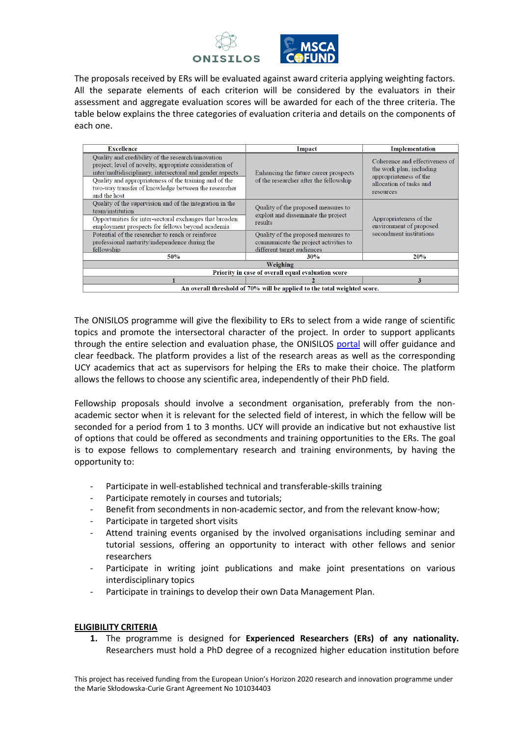The proposals received by ERs will be evaluated against award criteria applying weighting factors. All the separate elements of each criterion will be considered by the evaluators in their assessment and aggregate evaluation scores will be awarded for each of the three criteria. The table below explains the three categories of evaluation criteria and details on the components of each one.

| Excellence | Impact | Implementation |
|---|---|---|
| Quality and credibility of the research/innovation project; level of novelty, appropriate consideration of inter/multidisciplinary, intersectoral and gender aspects<br>Quality and appropriateness of the training and of the two-way transfer of knowledge between the researcher and the host | Enhancing the future career prospects of the researcher after the fellowship | Coherence and effectiveness of the work plan, including appropriateness of the allocation of tasks and resources |
| Quality of the supervision and of the integration in the team/institution<br>Opportunities for inter-sectoral exchanges that broaden employment prospects for fellows beyond academia<br>Potential of the researcher to reach or reinforce professional maturity/independence during the fellowship | Quality of the proposed measures to exploit and disseminate the project results<br>Quality of the proposed measures to communicate the project activities to different target audiences | Appropriateness of the environment of proposed secondment institutions |
| 50% | 30% | 20% |
| **Weighing** | | |
| **Priority in case of overall equal evaluation score** | | |
| 1 | 2 | 3 |
| **An overall threshold of 70% will be applied to the total weighted score.** | | |

The ONISILOS programme will give the flexibility to ERs to select from a wide range of scientific topics and promote the intersectoral character of the project. In order to support applicants through the entire selection and evaluation phase, the ONISILOS portal will offer guidance and clear feedback. The platform provides a list of the research areas as well as the corresponding UCY academics that act as supervisors for helping the ERs to make their choice. The platform allows the fellows to choose any scientific area, independently of their PhD field.

Fellowship proposals should involve a secondment organisation, preferably from the non-academic sector when it is relevant for the selected field of interest, in which the fellow will be seconded for a period from 1 to 3 months. UCY will provide an indicative but not exhaustive list of options that could be offered as secondments and training opportunities to the ERs. The goal is to expose fellows to complementary research and training environments, by having the opportunity to:

- Participate in well-established technical and transferable-skills training
- Participate remotely in courses and tutorials;
- Benefit from secondments in non-academic sector, and from the relevant know-how;
- Participate in targeted short visits
- Attend training events organised by the involved organisations including seminar and tutorial sessions, offering an opportunity to interact with other fellows and senior researchers
- Participate in writing joint publications and make joint presentations on various interdisciplinary topics
- Participate in trainings to develop their own Data Management Plan.

## ELIGIBILITY CRITERIA

1. The programme is designed for **Experienced Researchers (ERs) of any nationality.** Researchers must hold a PhD degree of a recognized higher education institution before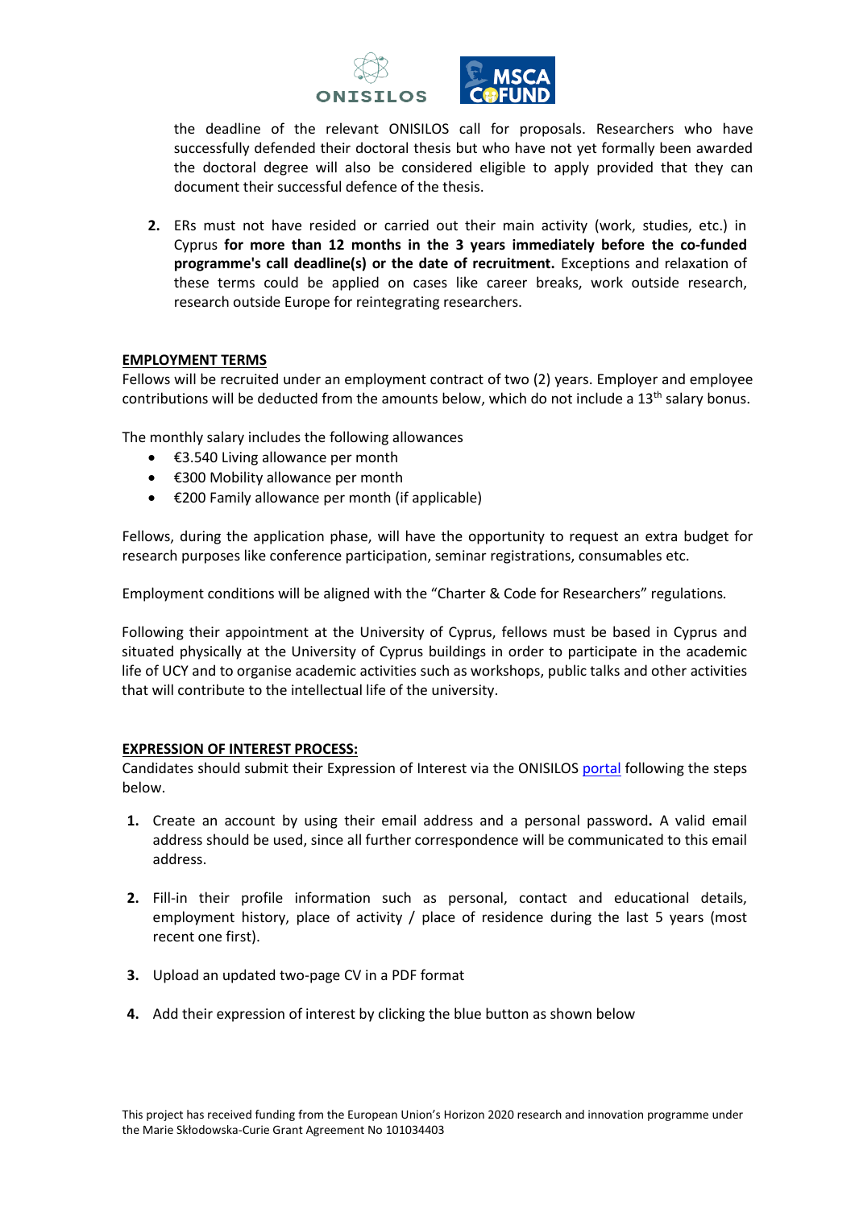the deadline of the relevant ONISILOS call for proposals. Researchers who have successfully defended their doctoral thesis but who have not yet formally been awarded the doctoral degree will also be considered eligible to apply provided that they can document their successful defence of the thesis.

2. ERs must not have resided or carried out their main activity (work, studies, etc.) in Cyprus **for more than 12 months in the 3 years immediately before the co-funded programme's call deadline(s) or the date of recruitment.** Exceptions and relaxation of these terms could be applied on cases like career breaks, work outside research, research outside Europe for reintegrating researchers.

**EMPLOYMENT TERMS**

Fellows will be recruited under an employment contract of two (2) years. Employer and employee contributions will be deducted from the amounts below, which do not include a 13th salary bonus.

The monthly salary includes the following allowances

- €3.540 Living allowance per month
- €300 Mobility allowance per month
- €200 Family allowance per month (if applicable)

Fellows, during the application phase, will have the opportunity to request an extra budget for research purposes like conference participation, seminar registrations, consumables etc.

Employment conditions will be aligned with the "Charter & Code for Researchers" regulations.

Following their appointment at the University of Cyprus, fellows must be based in Cyprus and situated physically at the University of Cyprus buildings in order to participate in the academic life of UCY and to organise academic activities such as workshops, public talks and other activities that will contribute to the intellectual life of the university.

**EXPRESSION OF INTEREST PROCESS:**

Candidates should submit their Expression of Interest via the ONISILOS portal following the steps below.

1. Create an account by using their email address and a personal password**.** A valid email address should be used, since all further correspondence will be communicated to this email address.

2. Fill-in their profile information such as personal, contact and educational details, employment history, place of activity / place of residence during the last 5 years (most recent one first).

3. Upload an updated two-page CV in a PDF format

4. Add their expression of interest by clicking the blue button as shown below

This project has received funding from the European Union's Horizon 2020 research and innovation programme under the Marie Skłodowska-Curie Grant Agreement No 101034403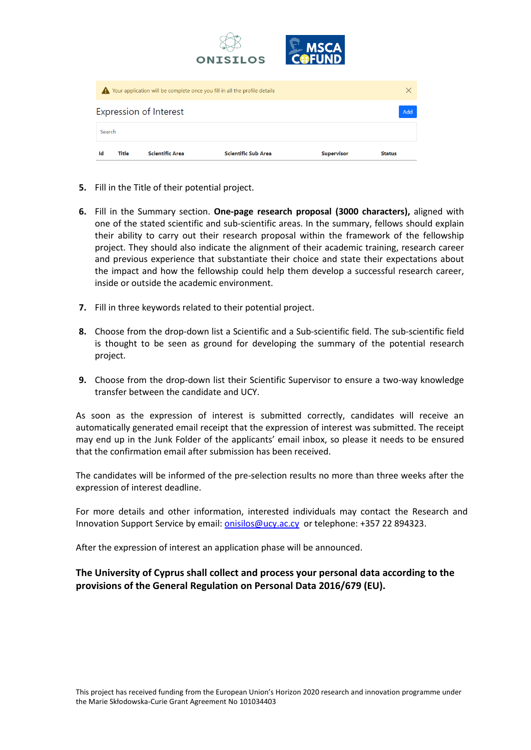⚠ Your application will be complete once you fill in all the profile details

Expression of Interest

Add

Search

| Id | Title | Scientific Area | Scientific Sub Area | Supervisor | Status |
|---|---|---|---|---|---|

5. Fill in the Title of their potential project.

6. Fill in the Summary section. **One-page research proposal (3000 characters),** aligned with one of the stated scientific and sub-scientific areas. In the summary, fellows should explain their ability to carry out their research proposal within the framework of the fellowship project. They should also indicate the alignment of their academic training, research career and previous experience that substantiate their choice and state their expectations about the impact and how the fellowship could help them develop a successful research career, inside or outside the academic environment.

7. Fill in three keywords related to their potential project.

8. Choose from the drop-down list a Scientific and a Sub-scientific field. The sub-scientific field is thought to be seen as ground for developing the summary of the potential research project.

9. Choose from the drop-down list their Scientific Supervisor to ensure a two-way knowledge transfer between the candidate and UCY.

As soon as the expression of interest is submitted correctly, candidates will receive an automatically generated email receipt that the expression of interest was submitted. The receipt may end up in the Junk Folder of the applicants' email inbox, so please it needs to be ensured that the confirmation email after submission has been received.

The candidates will be informed of the pre-selection results no more than three weeks after the expression of interest deadline.

For more details and other information, interested individuals may contact the Research and Innovation Support Service by email: onisilos@ucy.ac.cy or telephone: +357 22 894323.

After the expression of interest an application phase will be announced.

**The University of Cyprus shall collect and process your personal data according to the provisions of the General Regulation on Personal Data 2016/679 (EU).**

This project has received funding from the European Union's Horizon 2020 research and innovation programme under the Marie Skłodowska-Curie Grant Agreement No 101034403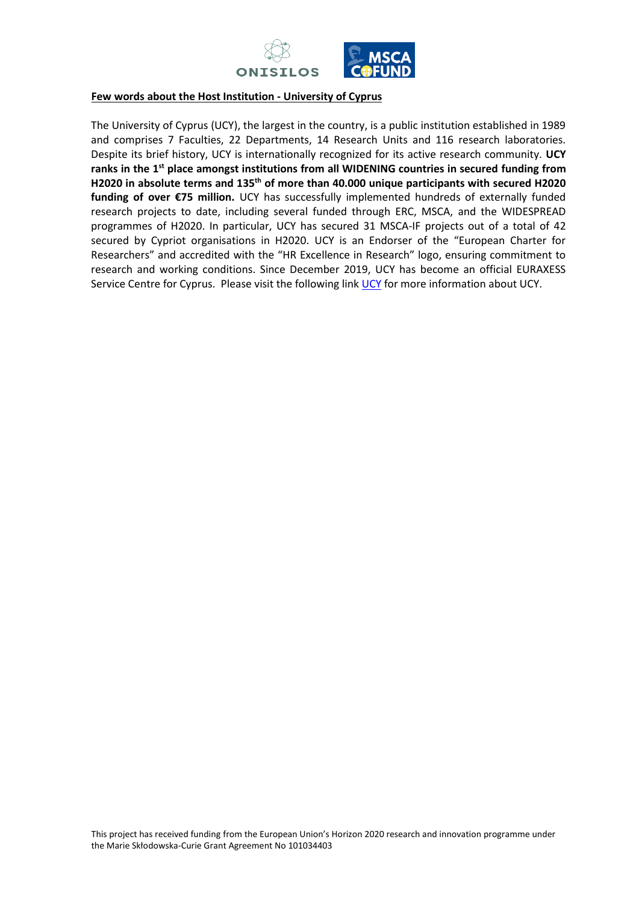**Few words about the Host Institution - University of Cyprus**

The University of Cyprus (UCY), the largest in the country, is a public institution established in 1989 and comprises 7 Faculties, 22 Departments, 14 Research Units and 116 research laboratories. Despite its brief history, UCY is internationally recognized for its active research community. **UCY ranks in the 1st place amongst institutions from all WIDENING countries in secured funding from H2020 in absolute terms and 135th of more than 40.000 unique participants with secured H2020 funding of over €75 million.** UCY has successfully implemented hundreds of externally funded research projects to date, including several funded through ERC, MSCA, and the WIDESPREAD programmes of H2020. In particular, UCY has secured 31 MSCA-IF projects out of a total of 42 secured by Cypriot organisations in H2020. UCY is an Endorser of the "European Charter for Researchers" and accredited with the "HR Excellence in Research" logo, ensuring commitment to research and working conditions. Since December 2019, UCY has become an official EURAXESS Service Centre for Cyprus. Please visit the following link UCY for more information about UCY.

This project has received funding from the European Union's Horizon 2020 research and innovation programme under the Marie Skłodowska-Curie Grant Agreement No 101034403